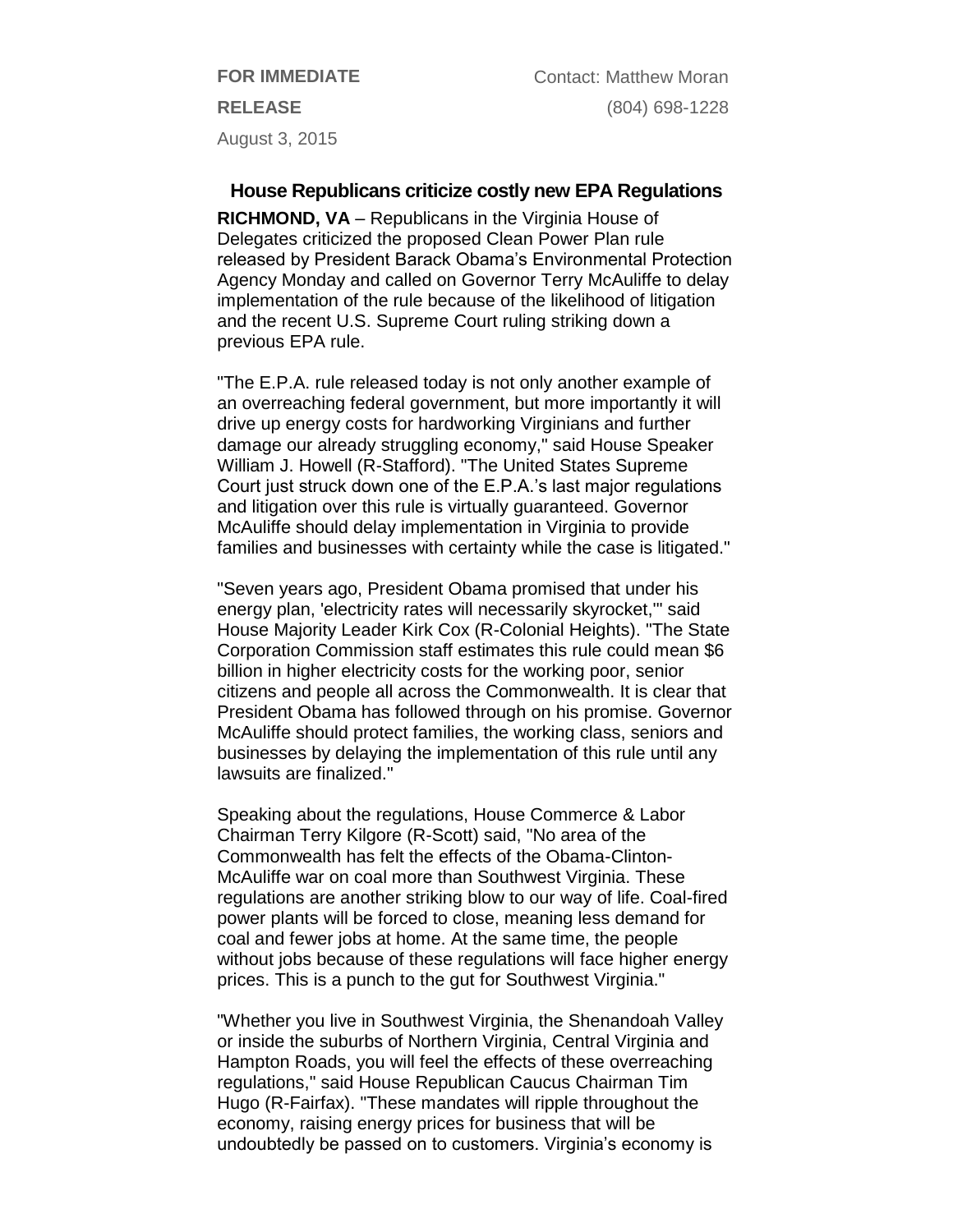**FOR IMMEDIATE RELEASE**

August 3, 2015

Contact: Matthew Moran

(804) 698-1228

## House Republicans criticize costly new EPA Regulations

**RICHMOND, VA** – Republicans in the Virginia House of Delegates criticized the proposed Clean Power Plan rule released by President Barack Obama's Environmental Protection Agency Monday and called on Governor Terry McAuliffe to delay implementation of the rule because of the likelihood of litigation and the recent U.S. Supreme Court ruling striking down a previous EPA rule.

"The E.P.A. rule released today is not only another example of an overreaching federal government, but more importantly it will drive up energy costs for hardworking Virginians and further damage our already struggling economy," said House Speaker William J. Howell (R-Stafford). "The United States Supreme Court just struck down one of the E.P.A.'s last major regulations and litigation over this rule is virtually guaranteed. Governor McAuliffe should delay implementation in Virginia to provide families and businesses with certainty while the case is litigated."

"Seven years ago, President Obama promised that under his energy plan, 'electricity rates will necessarily skyrocket,'" said House Majority Leader Kirk Cox (R-Colonial Heights). "The State Corporation Commission staff estimates this rule could mean $6 billion in higher electricity costs for the working poor, senior citizens and people all across the Commonwealth. It is clear that President Obama has followed through on his promise. Governor McAuliffe should protect families, the working class, seniors and businesses by delaying the implementation of this rule until any lawsuits are finalized."

Speaking about the regulations, House Commerce & Labor Chairman Terry Kilgore (R-Scott) said, "No area of the Commonwealth has felt the effects of the Obama-Clinton-McAuliffe war on coal more than Southwest Virginia. These regulations are another striking blow to our way of life. Coal-fired power plants will be forced to close, meaning less demand for coal and fewer jobs at home. At the same time, the people without jobs because of these regulations will face higher energy prices. This is a punch to the gut for Southwest Virginia."

"Whether you live in Southwest Virginia, the Shenandoah Valley or inside the suburbs of Northern Virginia, Central Virginia and Hampton Roads, you will feel the effects of these overreaching regulations," said House Republican Caucus Chairman Tim Hugo (R-Fairfax). "These mandates will ripple throughout the economy, raising energy prices for business that will be undoubtedly be passed on to customers. Virginia's economy is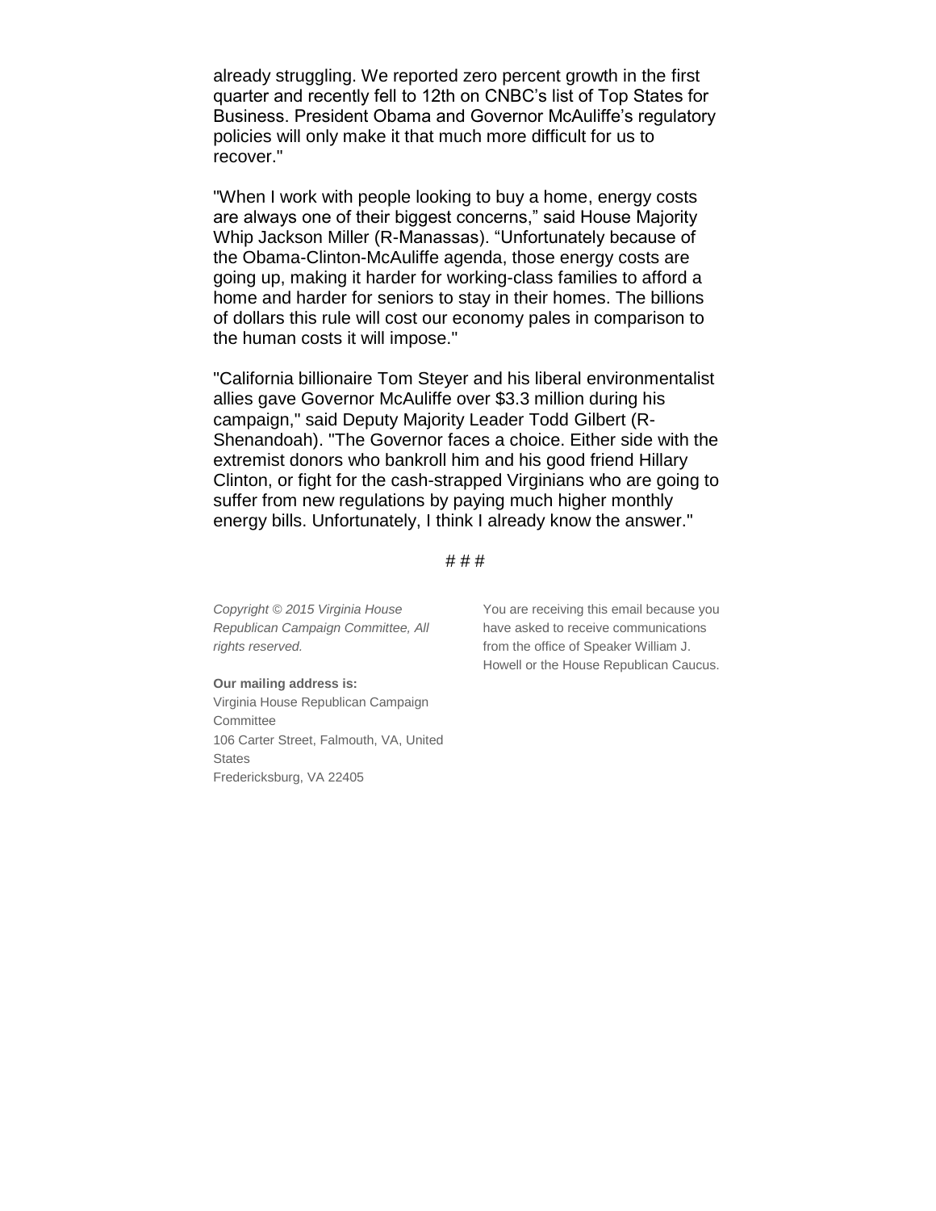already struggling. We reported zero percent growth in the first quarter and recently fell to 12th on CNBC's list of Top States for Business. President Obama and Governor McAuliffe's regulatory policies will only make it that much more difficult for us to recover."

"When I work with people looking to buy a home, energy costs are always one of their biggest concerns," said House Majority Whip Jackson Miller (R-Manassas). "Unfortunately because of the Obama-Clinton-McAuliffe agenda, those energy costs are going up, making it harder for working-class families to afford a home and harder for seniors to stay in their homes. The billions of dollars this rule will cost our economy pales in comparison to the human costs it will impose."

"California billionaire Tom Steyer and his liberal environmentalist allies gave Governor McAuliffe over $3.3 million during his campaign," said Deputy Majority Leader Todd Gilbert (R-Shenandoah). "The Governor faces a choice. Either side with the extremist donors who bankroll him and his good friend Hillary Clinton, or fight for the cash-strapped Virginians who are going to suffer from new regulations by paying much higher monthly energy bills. Unfortunately, I think I already know the answer."

# # #

*Copyright © 2015 Virginia House Republican Campaign Committee, All rights reserved.*

**Our mailing address is:**
Virginia House Republican Campaign Committee
106 Carter Street, Falmouth, VA, United States
Fredericksburg, VA 22405

You are receiving this email because you have asked to receive communications from the office of Speaker William J. Howell or the House Republican Caucus.